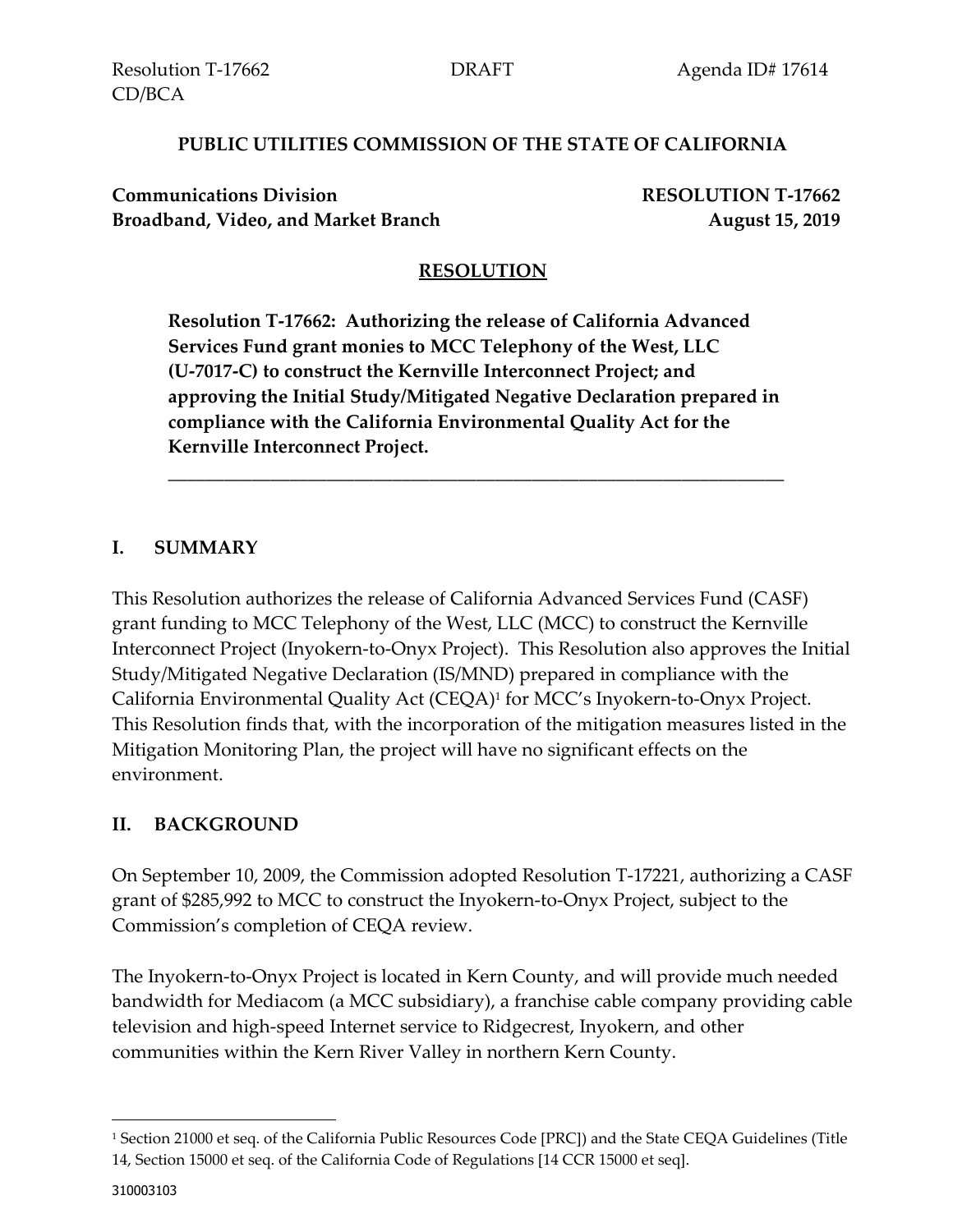Resolution T-17662 DRAFT Agenda ID# 17614
CD/BCA

**PUBLIC UTILITIES COMMISSION OF THE STATE OF CALIFORNIA**

**Communications Division** **RESOLUTION T-17662**
**Broadband, Video, and Market Branch** **August 15, 2019**

## RESOLUTION

**Resolution T-17662: Authorizing the release of California Advanced Services Fund grant monies to MCC Telephony of the West, LLC (U-7017-C) to construct the Kernville Interconnect Project; and approving the Initial Study/Mitigated Negative Declaration prepared in compliance with the California Environmental Quality Act for the Kernville Interconnect Project.**

---

## I. SUMMARY

This Resolution authorizes the release of California Advanced Services Fund (CASF) grant funding to MCC Telephony of the West, LLC (MCC) to construct the Kernville Interconnect Project (Inyokern-to-Onyx Project). This Resolution also approves the Initial Study/Mitigated Negative Declaration (IS/MND) prepared in compliance with the California Environmental Quality Act (CEQA)[1] for MCC's Inyokern-to-Onyx Project. This Resolution finds that, with the incorporation of the mitigation measures listed in the Mitigation Monitoring Plan, the project will have no significant effects on the environment.

## II. BACKGROUND

On September 10, 2009, the Commission adopted Resolution T-17221, authorizing a CASF grant of $285,992 to MCC to construct the Inyokern-to-Onyx Project, subject to the Commission's completion of CEQA review.

The Inyokern-to-Onyx Project is located in Kern County, and will provide much needed bandwidth for Mediacom (a MCC subsidiary), a franchise cable company providing cable television and high-speed Internet service to Ridgecrest, Inyokern, and other communities within the Kern River Valley in northern Kern County.

---

[1] Section 21000 et seq. of the California Public Resources Code [PRC]) and the State CEQA Guidelines (Title 14, Section 15000 et seq. of the California Code of Regulations [14 CCR 15000 et seq].

310003103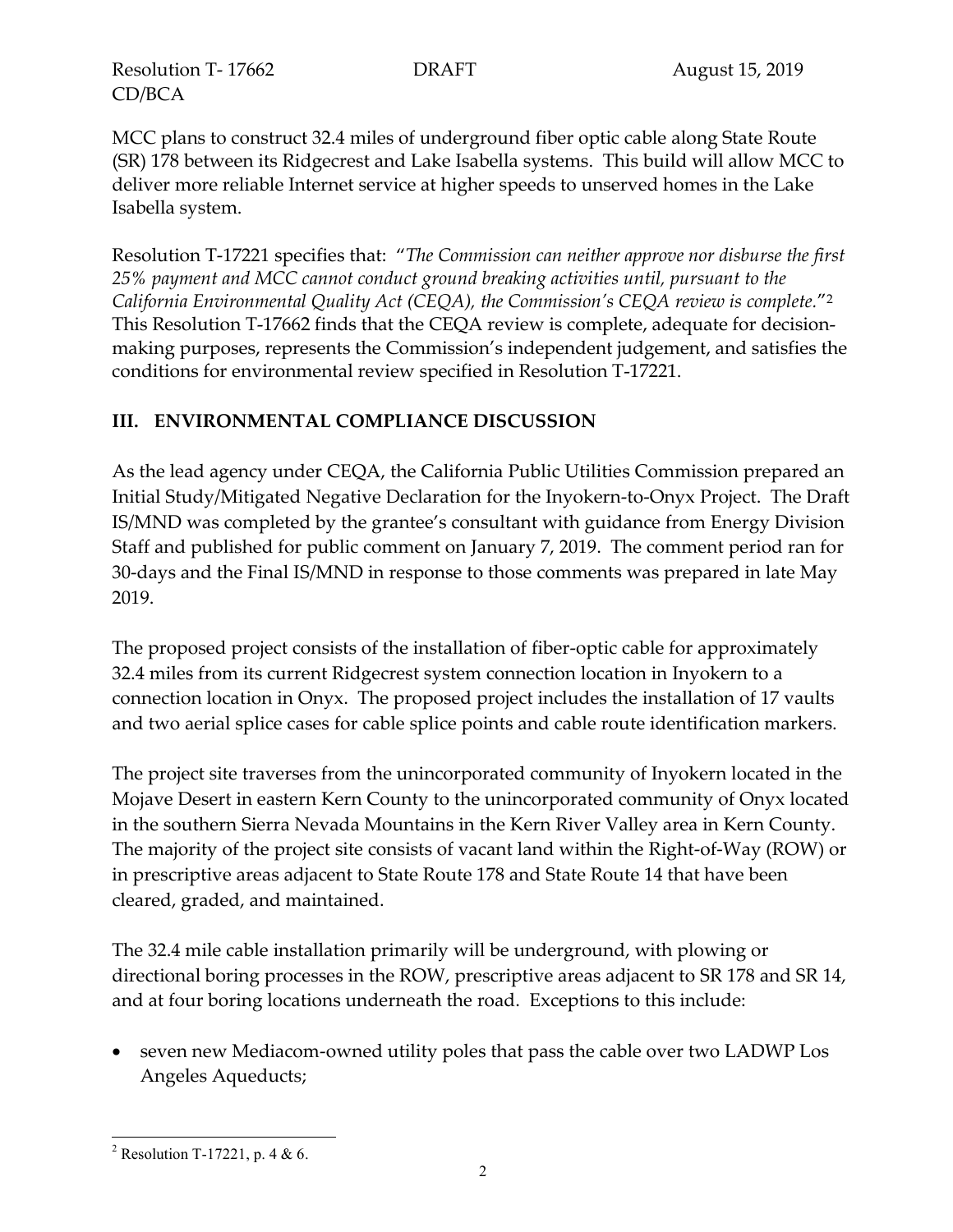MCC plans to construct 32.4 miles of underground fiber optic cable along State Route (SR) 178 between its Ridgecrest and Lake Isabella systems. This build will allow MCC to deliver more reliable Internet service at higher speeds to unserved homes in the Lake Isabella system.

Resolution T-17221 specifies that: "*The Commission can neither approve nor disburse the first 25% payment and MCC cannot conduct ground breaking activities until, pursuant to the California Environmental Quality Act (CEQA), the Commission's CEQA review is complete.*"[2] This Resolution T-17662 finds that the CEQA review is complete, adequate for decision-making purposes, represents the Commission's independent judgement, and satisfies the conditions for environmental review specified in Resolution T-17221.

## III. ENVIRONMENTAL COMPLIANCE DISCUSSION

As the lead agency under CEQA, the California Public Utilities Commission prepared an Initial Study/Mitigated Negative Declaration for the Inyokern-to-Onyx Project. The Draft IS/MND was completed by the grantee's consultant with guidance from Energy Division Staff and published for public comment on January 7, 2019. The comment period ran for 30-days and the Final IS/MND in response to those comments was prepared in late May 2019.

The proposed project consists of the installation of fiber-optic cable for approximately 32.4 miles from its current Ridgecrest system connection location in Inyokern to a connection location in Onyx. The proposed project includes the installation of 17 vaults and two aerial splice cases for cable splice points and cable route identification markers.

The project site traverses from the unincorporated community of Inyokern located in the Mojave Desert in eastern Kern County to the unincorporated community of Onyx located in the southern Sierra Nevada Mountains in the Kern River Valley area in Kern County. The majority of the project site consists of vacant land within the Right-of-Way (ROW) or in prescriptive areas adjacent to State Route 178 and State Route 14 that have been cleared, graded, and maintained.

The 32.4 mile cable installation primarily will be underground, with plowing or directional boring processes in the ROW, prescriptive areas adjacent to SR 178 and SR 14, and at four boring locations underneath the road. Exceptions to this include:

- seven new Mediacom-owned utility poles that pass the cable over two LADWP Los Angeles Aqueducts;

[2] Resolution T-17221, p. 4 & 6.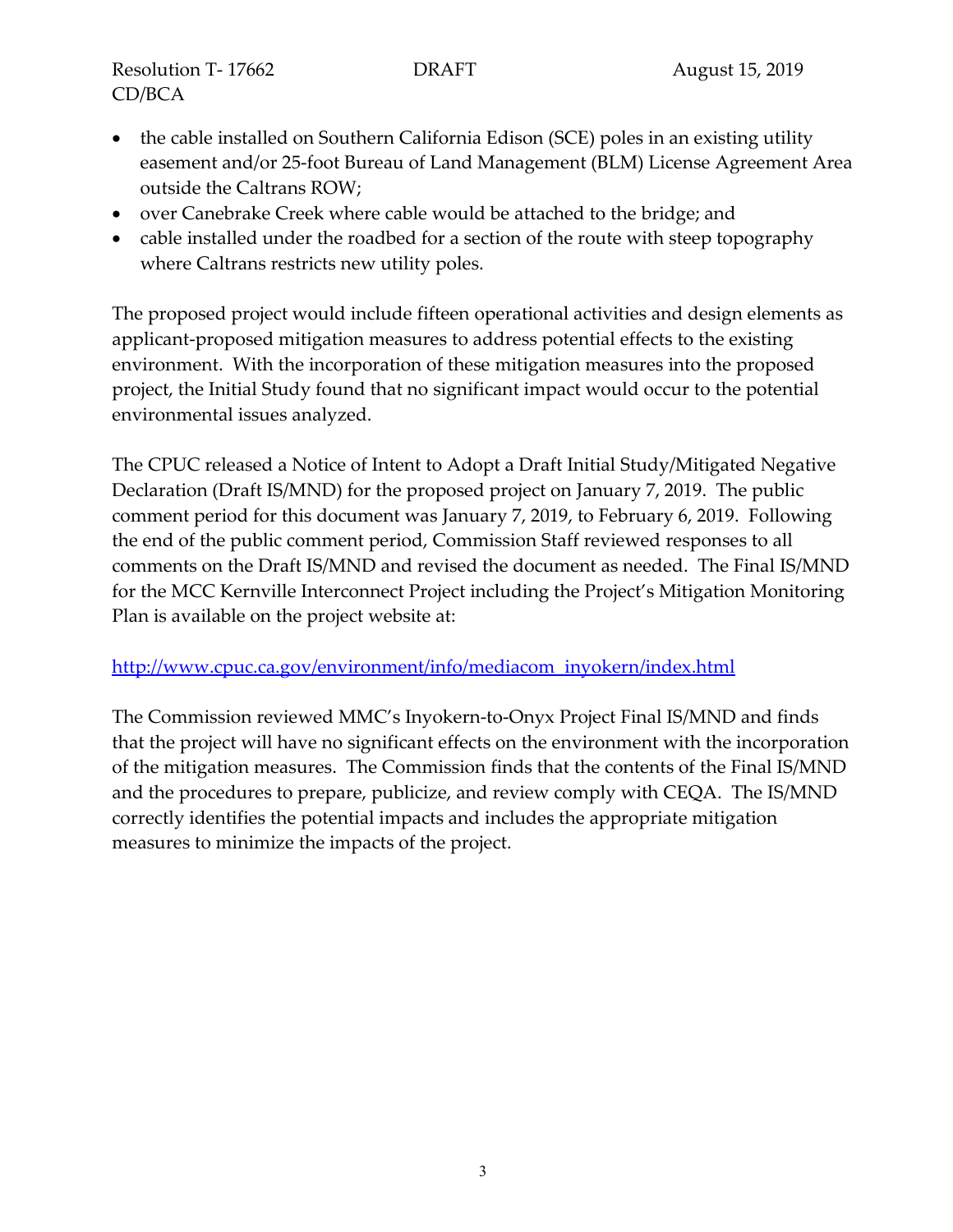- the cable installed on Southern California Edison (SCE) poles in an existing utility easement and/or 25-foot Bureau of Land Management (BLM) License Agreement Area outside the Caltrans ROW;
- over Canebrake Creek where cable would be attached to the bridge; and
- cable installed under the roadbed for a section of the route with steep topography where Caltrans restricts new utility poles.

The proposed project would include fifteen operational activities and design elements as applicant-proposed mitigation measures to address potential effects to the existing environment. With the incorporation of these mitigation measures into the proposed project, the Initial Study found that no significant impact would occur to the potential environmental issues analyzed.

The CPUC released a Notice of Intent to Adopt a Draft Initial Study/Mitigated Negative Declaration (Draft IS/MND) for the proposed project on January 7, 2019. The public comment period for this document was January 7, 2019, to February 6, 2019. Following the end of the public comment period, Commission Staff reviewed responses to all comments on the Draft IS/MND and revised the document as needed. The Final IS/MND for the MCC Kernville Interconnect Project including the Project's Mitigation Monitoring Plan is available on the project website at:

http://www.cpuc.ca.gov/environment/info/mediacom_inyokern/index.html

The Commission reviewed MMC's Inyokern-to-Onyx Project Final IS/MND and finds that the project will have no significant effects on the environment with the incorporation of the mitigation measures. The Commission finds that the contents of the Final IS/MND and the procedures to prepare, publicize, and review comply with CEQA. The IS/MND correctly identifies the potential impacts and includes the appropriate mitigation measures to minimize the impacts of the project.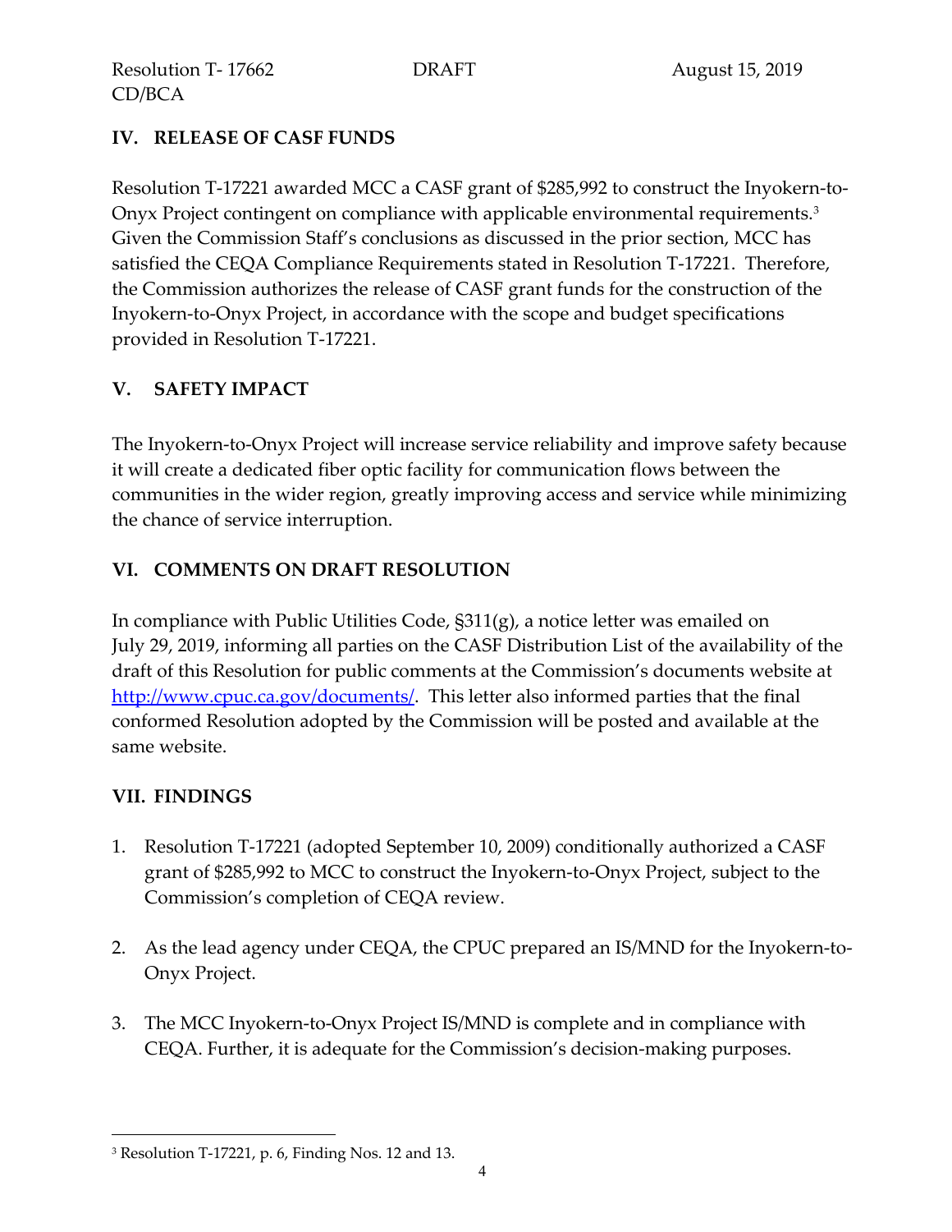## IV. RELEASE OF CASF FUNDS

Resolution T-17221 awarded MCC a CASF grant of $285,992 to construct the Inyokern-to-Onyx Project contingent on compliance with applicable environmental requirements.[3] Given the Commission Staff's conclusions as discussed in the prior section, MCC has satisfied the CEQA Compliance Requirements stated in Resolution T-17221. Therefore, the Commission authorizes the release of CASF grant funds for the construction of the Inyokern-to-Onyx Project, in accordance with the scope and budget specifications provided in Resolution T-17221.

## V. SAFETY IMPACT

The Inyokern-to-Onyx Project will increase service reliability and improve safety because it will create a dedicated fiber optic facility for communication flows between the communities in the wider region, greatly improving access and service while minimizing the chance of service interruption.

## VI. COMMENTS ON DRAFT RESOLUTION

In compliance with Public Utilities Code, §311(g), a notice letter was emailed on July 29, 2019, informing all parties on the CASF Distribution List of the availability of the draft of this Resolution for public comments at the Commission's documents website at http://www.cpuc.ca.gov/documents/. This letter also informed parties that the final conformed Resolution adopted by the Commission will be posted and available at the same website.

## VII. FINDINGS

1. Resolution T-17221 (adopted September 10, 2009) conditionally authorized a CASF grant of $285,992 to MCC to construct the Inyokern-to-Onyx Project, subject to the Commission's completion of CEQA review.

2. As the lead agency under CEQA, the CPUC prepared an IS/MND for the Inyokern-to-Onyx Project.

3. The MCC Inyokern-to-Onyx Project IS/MND is complete and in compliance with CEQA. Further, it is adequate for the Commission's decision-making purposes.

---

[3] Resolution T-17221, p. 6, Finding Nos. 12 and 13.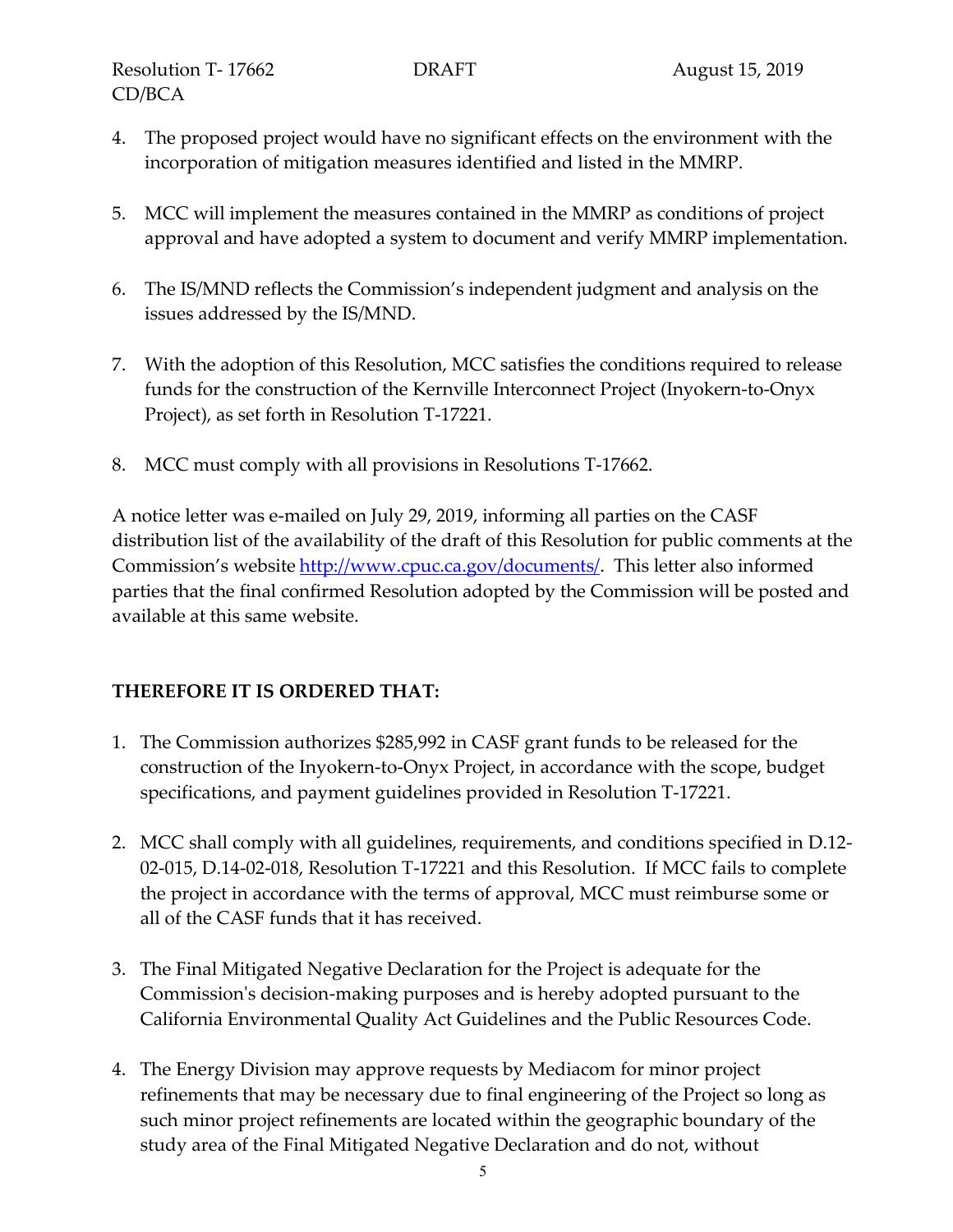4. The proposed project would have no significant effects on the environment with the incorporation of mitigation measures identified and listed in the MMRP.

5. MCC will implement the measures contained in the MMRP as conditions of project approval and have adopted a system to document and verify MMRP implementation.

6. The IS/MND reflects the Commission's independent judgment and analysis on the issues addressed by the IS/MND.

7. With the adoption of this Resolution, MCC satisfies the conditions required to release funds for the construction of the Kernville Interconnect Project (Inyokern-to-Onyx Project), as set forth in Resolution T-17221.

8. MCC must comply with all provisions in Resolutions T-17662.

A notice letter was e-mailed on July 29, 2019, informing all parties on the CASF distribution list of the availability of the draft of this Resolution for public comments at the Commission's website http://www.cpuc.ca.gov/documents/. This letter also informed parties that the final confirmed Resolution adopted by the Commission will be posted and available at this same website.

**THEREFORE IT IS ORDERED THAT:**

1. The Commission authorizes $285,992 in CASF grant funds to be released for the construction of the Inyokern-to-Onyx Project, in accordance with the scope, budget specifications, and payment guidelines provided in Resolution T-17221.

2. MCC shall comply with all guidelines, requirements, and conditions specified in D.12-02-015, D.14-02-018, Resolution T-17221 and this Resolution. If MCC fails to complete the project in accordance with the terms of approval, MCC must reimburse some or all of the CASF funds that it has received.

3. The Final Mitigated Negative Declaration for the Project is adequate for the Commission's decision-making purposes and is hereby adopted pursuant to the California Environmental Quality Act Guidelines and the Public Resources Code.

4. The Energy Division may approve requests by Mediacom for minor project refinements that may be necessary due to final engineering of the Project so long as such minor project refinements are located within the geographic boundary of the study area of the Final Mitigated Negative Declaration and do not, without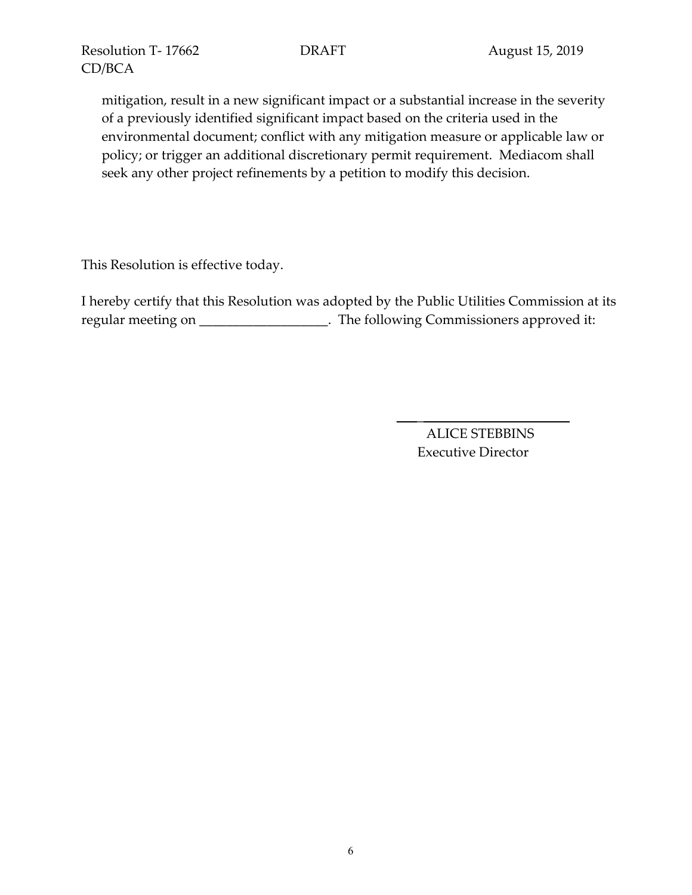mitigation, result in a new significant impact or a substantial increase in the severity of a previously identified significant impact based on the criteria used in the environmental document; conflict with any mitigation measure or applicable law or policy; or trigger an additional discretionary permit requirement. Mediacom shall seek any other project refinements by a petition to modify this decision.

This Resolution is effective today.

I hereby certify that this Resolution was adopted by the Public Utilities Commission at its regular meeting on ___________________. The following Commissioners approved it:

ALICE STEBBINS
Executive Director